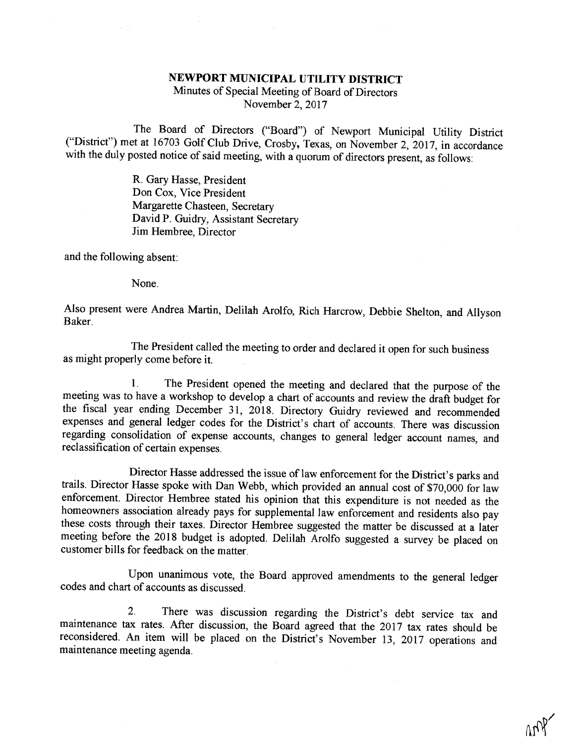**NEWPORT MUNICIPAL UTILITY DISTRICT**
Minutes of Special Meeting of Board of Directors
November 2, 2017

The Board of Directors ("Board") of Newport Municipal Utility District ("District") met at 16703 Golf Club Drive, Crosby, Texas, on November 2, 2017, in accordance with the duly posted notice of said meeting, with a quorum of directors present, as follows:

R. Gary Hasse, President
Don Cox, Vice President
Margarette Chasteen, Secretary
David P. Guidry, Assistant Secretary
Jim Hembree, Director

and the following absent:

None.

Also present were Andrea Martin, Delilah Arolfo, Rich Harcrow, Debbie Shelton, and Allyson Baker.

The President called the meeting to order and declared it open for such business as might properly come before it.

1. The President opened the meeting and declared that the purpose of the meeting was to have a workshop to develop a chart of accounts and review the draft budget for the fiscal year ending December 31, 2018. Directory Guidry reviewed and recommended expenses and general ledger codes for the District's chart of accounts. There was discussion regarding consolidation of expense accounts, changes to general ledger account names, and reclassification of certain expenses.

Director Hasse addressed the issue of law enforcement for the District's parks and trails. Director Hasse spoke with Dan Webb, which provided an annual cost of $70,000 for law enforcement. Director Hembree stated his opinion that this expenditure is not needed as the homeowners association already pays for supplemental law enforcement and residents also pay these costs through their taxes. Director Hembree suggested the matter be discussed at a later meeting before the 2018 budget is adopted. Delilah Arolfo suggested a survey be placed on customer bills for feedback on the matter.

Upon unanimous vote, the Board approved amendments to the general ledger codes and chart of accounts as discussed.

2. There was discussion regarding the District's debt service tax and maintenance tax rates. After discussion, the Board agreed that the 2017 tax rates should be reconsidered. An item will be placed on the District's November 13, 2017 operations and maintenance meeting agenda.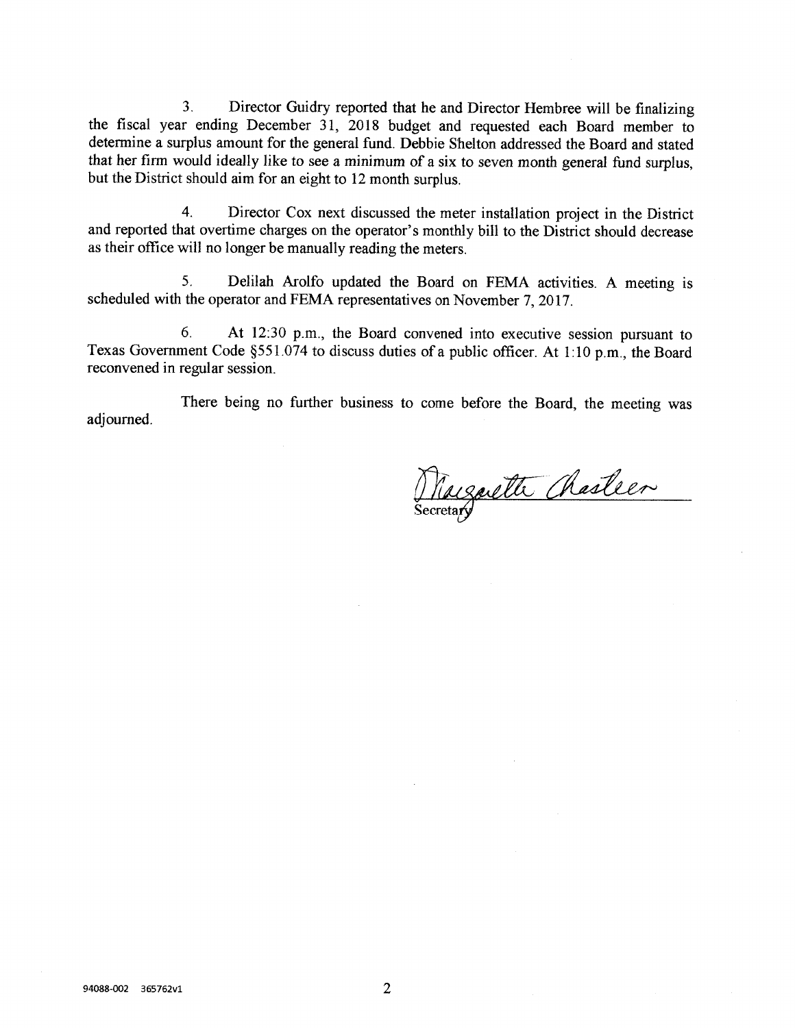3. Director Guidry reported that he and Director Hembree will be finalizing the fiscal year ending December 31, 2018 budget and requested each Board member to determine a surplus amount for the general fund. Debbie Shelton addressed the Board and stated that her firm would ideally like to see a minimum of a six to seven month general fund surplus, but the District should aim for an eight to 12 month surplus.

4. Director Cox next discussed the meter installation project in the District and reported that overtime charges on the operator's monthly bill to the District should decrease as their office will no longer be manually reading the meters.

5. Delilah Arolfo updated the Board on FEMA activities. A meeting is scheduled with the operator and FEMA representatives on November 7, 2017.

6. At 12:30 p.m., the Board convened into executive session pursuant to Texas Government Code §551.074 to discuss duties of a public officer. At 1:10 p.m., the Board reconvened in regular session.

There being no further business to come before the Board, the meeting was adjourned.

Margarette Chastleer

Secretary

94088-002 365762v1